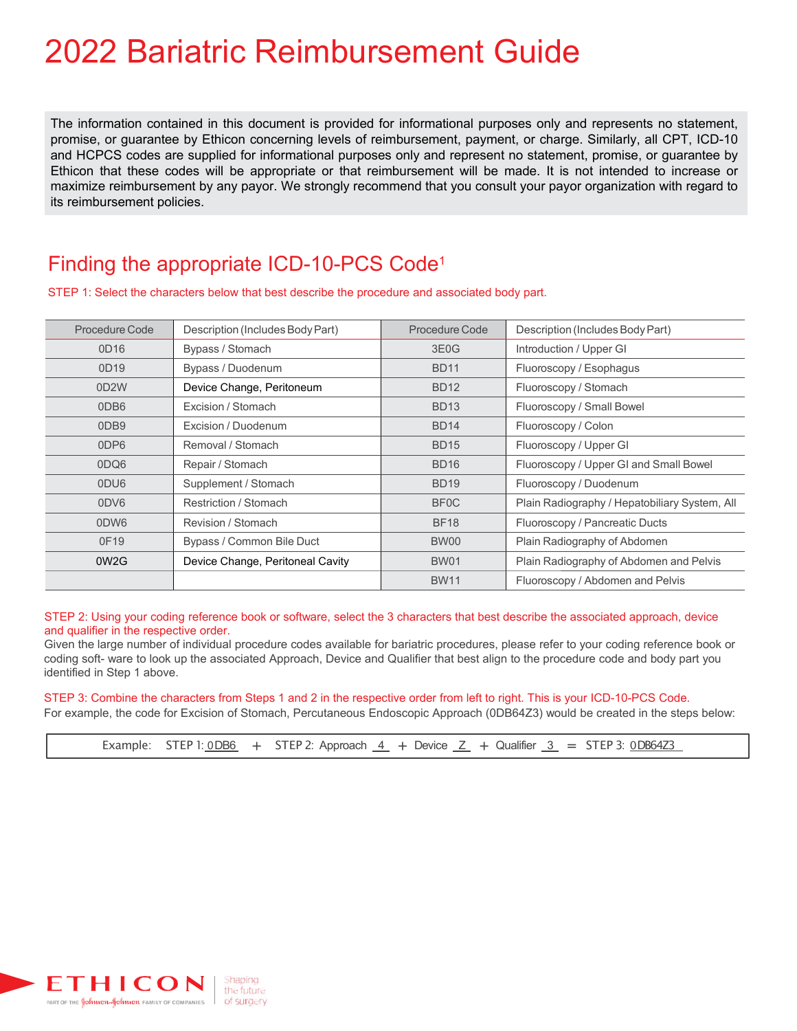# 2022 Bariatric Reimbursement Guide

The information contained in this document is provided for informational purposes only and represents no statement, promise, or guarantee by Ethicon concerning levels of reimbursement, payment, or charge. Similarly, all CPT, ICD-10 and HCPCS codes are supplied for informational purposes only and represent no statement, promise, or guarantee by Ethicon that these codes will be appropriate or that reimbursement will be made. It is not intended to increase or maximize reimbursement by any payor. We strongly recommend that you consult your payor organization with regard to its reimbursement policies.

## Finding the appropriate ICD-10-PCS Code[1]

STEP 1: Select the characters below that best describe the procedure and associated body part.

| Procedure Code | Description (Includes Body Part) | Procedure Code | Description (Includes Body Part) |
|---|---|---|---|
| 0D16 | Bypass / Stomach | 3E0G | Introduction / Upper GI |
| 0D19 | Bypass / Duodenum | BD11 | Fluoroscopy / Esophagus |
| 0D2W | Device Change, Peritoneum | BD12 | Fluoroscopy / Stomach |
| 0DB6 | Excision / Stomach | BD13 | Fluoroscopy / Small Bowel |
| 0DB9 | Excision / Duodenum | BD14 | Fluoroscopy / Colon |
| 0DP6 | Removal / Stomach | BD15 | Fluoroscopy / Upper GI |
| 0DQ6 | Repair / Stomach | BD16 | Fluoroscopy / Upper GI and Small Bowel |
| 0DU6 | Supplement / Stomach | BD19 | Fluoroscopy / Duodenum |
| 0DV6 | Restriction / Stomach | BF0C | Plain Radiography / Hepatobiliary System, All |
| 0DW6 | Revision / Stomach | BF18 | Fluoroscopy / Pancreatic Ducts |
| 0F19 | Bypass / Common Bile Duct | BW00 | Plain Radiography of Abdomen |
| 0W2G | Device Change, Peritoneal Cavity | BW01 | Plain Radiography of Abdomen and Pelvis |
| | | BW11 | Fluoroscopy / Abdomen and Pelvis |

STEP 2: Using your coding reference book or software, select the 3 characters that best describe the associated approach, device and qualifier in the respective order.

Given the large number of individual procedure codes available for bariatric procedures, please refer to your coding reference book or coding soft- ware to look up the associated Approach, Device and Qualifier that best align to the procedure code and body part you identified in Step 1 above.

STEP 3: Combine the characters from Steps 1 and 2 in the respective order from left to right. This is your ICD-10-PCS Code.

For example, the code for Excision of Stomach, Percutaneous Endoscopic Approach (0DB64Z3) would be created in the steps below:

Example: STEP 1: 0DB6 + STEP 2: Approach 4 + Device Z + Qualifier 3 = STEP 3: 0DB64Z3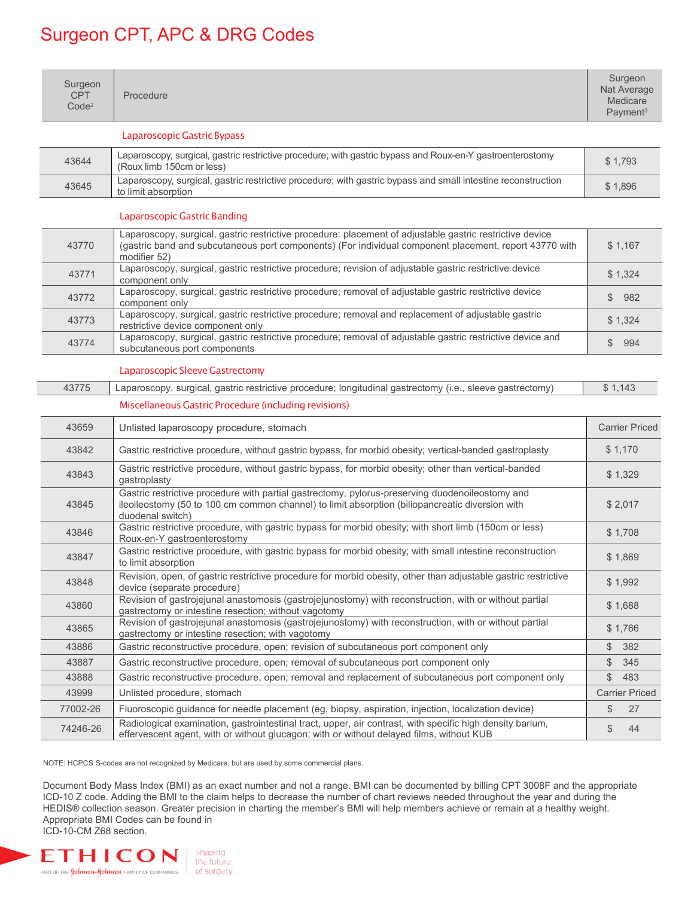# Surgeon CPT, APC & DRG Codes

| Surgeon CPT Code[2] | Procedure | Surgeon Nat Average Medicare Payment[3] |
|---|---|---|
| | **Laparoscopic Gastric Bypass** | |
| 43644 | Laparoscopy, surgical, gastric restrictive procedure; with gastric bypass and Roux-en-Y gastroenterostomy (Roux limb 150cm or less) | $ 1,793 |
| 43645 | Laparoscopy, surgical, gastric restrictive procedure; with gastric bypass and small intestine reconstruction to limit absorption | $ 1,896 |
| | **Laparoscopic Gastric Banding** | |
| 43770 | Laparoscopy, surgical, gastric restrictive procedure: placement of adjustable gastric restrictive device (gastric band and subcutaneous port components) (For individual component placement, report 43770 with modifier 52) | $ 1,167 |
| 43771 | Laparoscopy, surgical, gastric restrictive procedure; revision of adjustable gastric restrictive device component only | $ 1,324 |
| 43772 | Laparoscopy, surgical, gastric restrictive procedure; removal of adjustable gastric restrictive device component only | $ 982 |
| 43773 | Laparoscopy, surgical, gastric restrictive procedure; removal and replacement of adjustable gastric restrictive device component only | $ 1,324 |
| 43774 | Laparoscopy, surgical, gastric restrictive procedure; removal of adjustable gastric restrictive device and subcutaneous port components | $ 994 |
| | **Laparoscopic Sleeve Gastrectomy** | |
| 43775 | Laparoscopy, surgical, gastric restrictive procedure; longitudinal gastrectomy (i.e., sleeve gastrectomy) | $ 1,143 |
| | **Miscellaneous Gastric Procedure (including revisions)** | |
| 43659 | Unlisted laparoscopy procedure, stomach | Carrier Priced |
| 43842 | Gastric restrictive procedure, without gastric bypass, for morbid obesity; vertical-banded gastroplasty | $ 1,170 |
| 43843 | Gastric restrictive procedure, without gastric bypass, for morbid obesity; other than vertical-banded gastroplasty | $ 1,329 |
| 43845 | Gastric restrictive procedure with partial gastrectomy, pylorus-preserving duodenoileostomy and ileoileostomy (50 to 100 cm common channel) to limit absorption (biliopancreatic diversion with duodenal switch) | $ 2,017 |
| 43846 | Gastric restrictive procedure, with gastric bypass for morbid obesity; with short limb (150cm or less) Roux-en-Y gastroenterostomy | $ 1,708 |
| 43847 | Gastric restrictive procedure, with gastric bypass for morbid obesity; with small intestine reconstruction to limit absorption | $ 1,869 |
| 43848 | Revision, open, of gastric restrictive procedure for morbid obesity, other than adjustable gastric restrictive device (separate procedure) | $ 1,992 |
| 43860 | Revision of gastrojejunal anastomosis (gastrojejunostomy) with reconstruction, with or without partial gastrectomy or intestine resection; without vagotomy | $ 1,688 |
| 43865 | Revision of gastrojejunal anastomosis (gastrojejunostomy) with reconstruction, with or without partial gastrectomy or intestine resection; with vagotomy | $ 1,766 |
| 43886 | Gastric reconstructive procedure, open; revision of subcutaneous port component only | $ 382 |
| 43887 | Gastric reconstructive procedure, open; removal of subcutaneous port component only | $ 345 |
| 43888 | Gastric reconstructive procedure, open; removal and replacement of subcutaneous port component only | $ 483 |
| 43999 | Unlisted procedure, stomach | Carrier Priced |
| 77002-26 | Fluoroscopic guidance for needle placement (eg, biopsy, aspiration, injection, localization device) | $ 27 |
| 74246-26 | Radiological examination, gastrointestinal tract, upper, air contrast, with specific high density barium, effervescent agent, with or without glucagon; with or without delayed films, without KUB | $ 44 |

NOTE: HCPCS S-codes are not recognized by Medicare, but are used by some commercial plans.

Document Body Mass Index (BMI) as an exact number and not a range. BMI can be documented by billing CPT 3008F and the appropriate ICD-10 Z code. Adding the BMI to the claim helps to decrease the number of chart reviews needed throughout the year and during the HEDIS® collection season. Greater precision in charting the member's BMI will help members achieve or remain at a healthy weight. Appropriate BMI Codes can be found in ICD-10-CM Z68 section.

ETHICON | PART OF THE Johnson & Johnson FAMILY OF COMPANIES | Shaping the future of surgery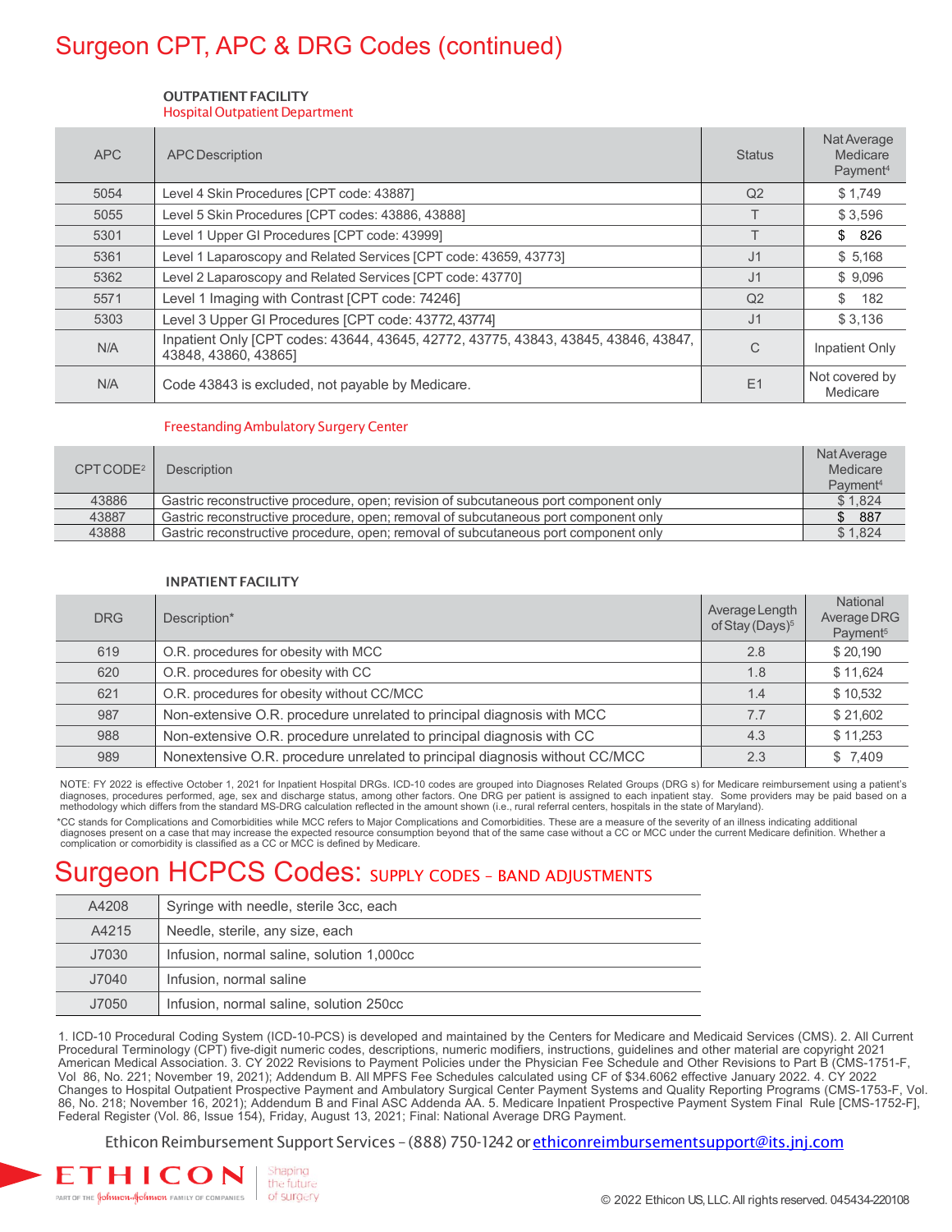# Surgeon CPT, APC & DRG Codes (continued)

### OUTPATIENT FACILITY

Hospital Outpatient Department

| APC | APC Description | Status | Nat Average Medicare Payment[4] |
|---|---|---|---|
| 5054 | Level 4 Skin Procedures [CPT code: 43887] | Q2 | $ 1,749 |
| 5055 | Level 5 Skin Procedures [CPT codes: 43886, 43888] | T | $ 3,596 |
| 5301 | Level 1 Upper GI Procedures [CPT code: 43999] | T | $ 826 |
| 5361 | Level 1 Laparoscopy and Related Services [CPT code: 43659, 43773] | J1 | $ 5,168 |
| 5362 | Level 2 Laparoscopy and Related Services [CPT code: 43770] | J1 | $ 9,096 |
| 5571 | Level 1 Imaging with Contrast [CPT code: 74246] | Q2 | $ 182 |
| 5303 | Level 3 Upper GI Procedures [CPT code: 43772, 43774] | J1 | $ 3,136 |
| N/A | Inpatient Only [CPT codes: 43644, 43645, 42772, 43775, 43843, 43845, 43846, 43847, 43848, 43860, 43865] | C | Inpatient Only |
| N/A | Code 43843 is excluded, not payable by Medicare. | E1 | Not covered by Medicare |

Freestanding Ambulatory Surgery Center

| CPT CODE[2] | Description | Nat Average Medicare Payment[4] |
|---|---|---|
| 43886 | Gastric reconstructive procedure, open; revision of subcutaneous port component only | $ 1,824 |
| 43887 | Gastric reconstructive procedure, open; removal of subcutaneous port component only | $ 887 |
| 43888 | Gastric reconstructive procedure, open; removal of subcutaneous port component only | $ 1,824 |

### INPATIENT FACILITY

| DRG | Description* | Average Length of Stay (Days)[5] | National Average DRG Payment[5] |
|---|---|---|---|
| 619 | O.R. procedures for obesity with MCC | 2.8 | $ 20,190 |
| 620 | O.R. procedures for obesity with CC | 1.8 | $ 11,624 |
| 621 | O.R. procedures for obesity without CC/MCC | 1.4 | $ 10,532 |
| 987 | Non-extensive O.R. procedure unrelated to principal diagnosis with MCC | 7.7 | $ 21,602 |
| 988 | Non-extensive O.R. procedure unrelated to principal diagnosis with CC | 4.3 | $ 11,253 |
| 989 | Nonextensive O.R. procedure unrelated to principal diagnosis without CC/MCC | 2.3 | $ 7,409 |

NOTE: FY 2022 is effective October 1, 2021 for Inpatient Hospital DRGs. ICD-10 codes are grouped into Diagnoses Related Groups (DRG s) for Medicare reimbursement using a patient's diagnoses, procedures performed, age, sex and discharge status, among other factors. One DRG per patient is assigned to each inpatient stay. Some providers may be paid based on a methodology which differs from the standard MS-DRG calculation reflected in the amount shown (i.e., rural referral centers, hospitals in the state of Maryland).

*CC stands for Complications and Comorbidities while MCC refers to Major Complications and Comorbidities. These are a measure of the severity of an illness indicating additional diagnoses present on a case that may increase the expected resource consumption beyond that of the same case without a CC or MCC under the current Medicare definition. Whether a complication or comorbidity is classified as a CC or MCC is defined by Medicare.

# Surgeon HCPCS Codes: SUPPLY CODES – BAND ADJUSTMENTS

| | |
|---|---|
| A4208 | Syringe with needle, sterile 3cc, each |
| A4215 | Needle, sterile, any size, each |
| J7030 | Infusion, normal saline, solution 1,000cc |
| J7040 | Infusion, normal saline |
| J7050 | Infusion, normal saline, solution 250cc |

1. ICD-10 Procedural Coding System (ICD-10-PCS) is developed and maintained by the Centers for Medicare and Medicaid Services (CMS). 2. All Current Procedural Terminology (CPT) five-digit numeric codes, descriptions, numeric modifiers, instructions, guidelines and other material are copyright 2021 American Medical Association. 3. CY 2022 Revisions to Payment Policies under the Physician Fee Schedule and Other Revisions to Part B (CMS-1751-F, Vol 86, No. 221; November 19, 2021); Addendum B. All MPFS Fee Schedules calculated using CF of $34.6062 effective January 2022. 4. CY 2022 Changes to Hospital Outpatient Prospective Payment and Ambulatory Surgical Center Payment Systems and Quality Reporting Programs (CMS-1753-F, Vol. 86, No. 218; November 16, 2021); Addendum B and Final ASC Addenda AA. 5. Medicare Inpatient Prospective Payment System Final Rule [CMS-1752-F], Federal Register (Vol. 86, Issue 154), Friday, August 13, 2021; Final: National Average DRG Payment.

Ethicon Reimbursement Support Services – (888) 750-1242 or ethiconreimbursementsupport@its.jnj.com

ETHICON PART OF THE Johnson&Johnson FAMILY OF COMPANIES | Shaping the future of surgery

© 2022 Ethicon US, LLC. All rights reserved. 045434-220108